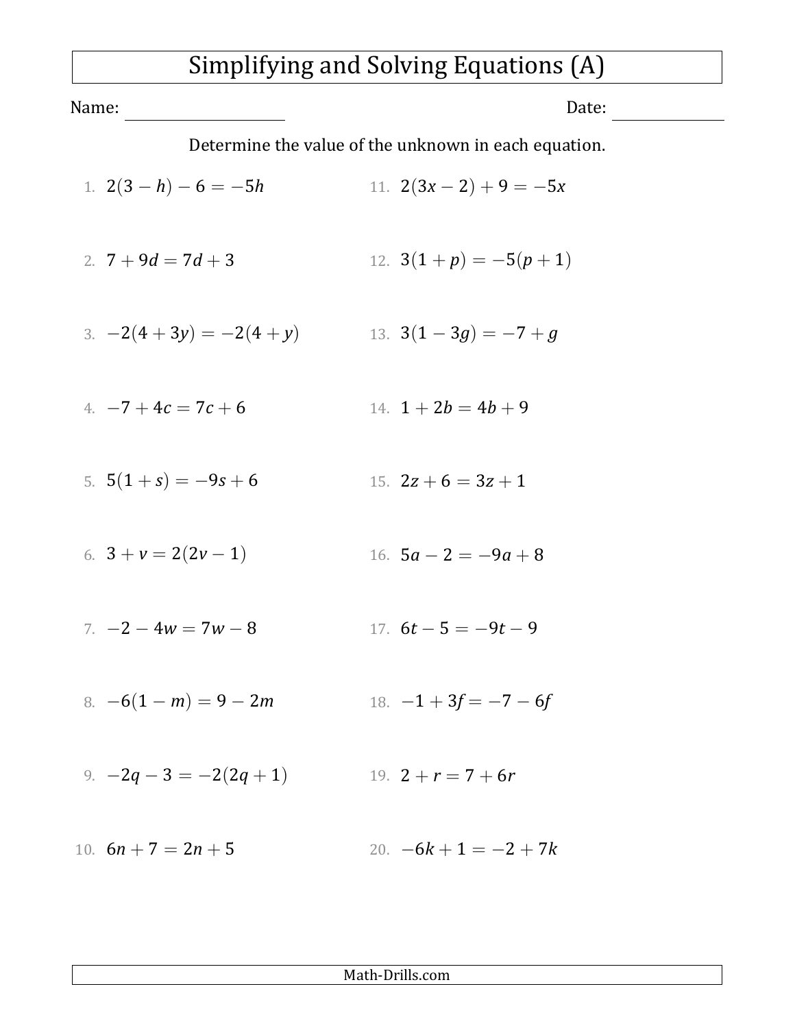# Simplifying and Solving Equations (A)

Name: \_\_\_\_\_\_\_\_\_\_\_\_\_\_\_\_\_\_\_\_ Date: \_\_\_\_\_\_\_\_\_\_\_\_\_\_

Determine the value of the unknown in each equation.

1. $2(3 - h) - 6 = -5h$
2. $7 + 9d = 7d + 3$
3. $-2(4 + 3y) = -2(4 + y)$
4. $-7 + 4c = 7c + 6$
5. $5(1 + s) = -9s + 6$
6. $3 + v = 2(2v - 1)$
7. $-2 - 4w = 7w - 8$
8. $-6(1 - m) = 9 - 2m$
9. $-2q - 3 = -2(2q + 1)$
10. $6n + 7 = 2n + 5$
11. $2(3x - 2) + 9 = -5x$
12. $3(1 + p) = -5(p + 1)$
13. $3(1 - 3g) = -7 + g$
14. $1 + 2b = 4b + 9$
15. $2z + 6 = 3z + 1$
16. $5a - 2 = -9a + 8$
17. $6t - 5 = -9t - 9$
18. $-1 + 3f = -7 - 6f$
19. $2 + r = 7 + 6r$
20. $-6k + 1 = -2 + 7k$

Math-Drills.com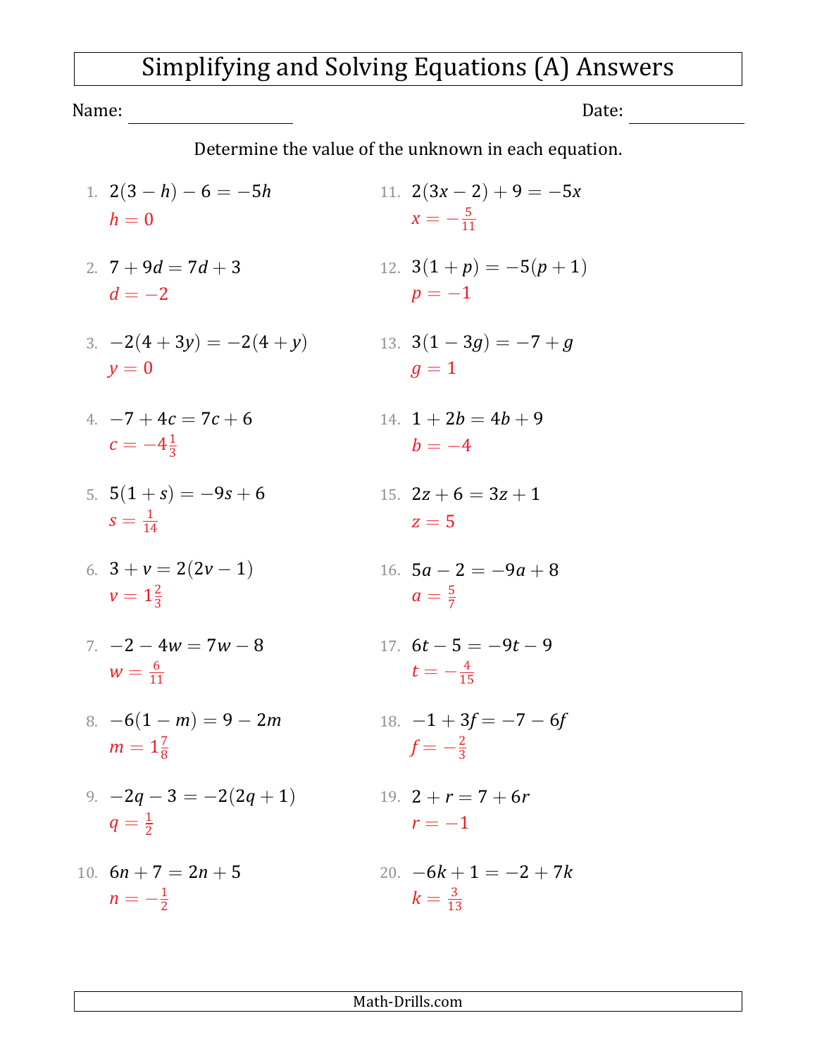# Simplifying and Solving Equations (A) Answers

Name: \_\_\_\_\_\_\_\_\_\_\_\_\_\_\_\_\_\_ Date: \_\_\_\_\_\_\_\_\_\_\_\_

Determine the value of the unknown in each equation.

1. $2(3-h)-6=-5h$
   $h=0$

2. $7+9d=7d+3$
   $d=-2$

3. $-2(4+3y)=-2(4+y)$
   $y=0$

4. $-7+4c=7c+6$
   $c=-4\frac{1}{3}$

5. $5(1+s)=-9s+6$
   $s=\frac{1}{14}$

6. $3+v=2(2v-1)$
   $v=1\frac{2}{3}$

7. $-2-4w=7w-8$
   $w=\frac{6}{11}$

8. $-6(1-m)=9-2m$
   $m=1\frac{7}{8}$

9. $-2q-3=-2(2q+1)$
   $q=\frac{1}{2}$

10. $6n+7=2n+5$
    $n=-\frac{1}{2}$

11. $2(3x-2)+9=-5x$
    $x=-\frac{5}{11}$

12. $3(1+p)=-5(p+1)$
    $p=-1$

13. $3(1-3g)=-7+g$
    $g=1$

14. $1+2b=4b+9$
    $b=-4$

15. $2z+6=3z+1$
    $z=5$

16. $5a-2=-9a+8$
    $a=\frac{5}{7}$

17. $6t-5=-9t-9$
    $t=-\frac{4}{15}$

18. $-1+3f=-7-6f$
    $f=-\frac{2}{3}$

19. $2+r=7+6r$
    $r=-1$

20. $-6k+1=-2+7k$
    $k=\frac{3}{13}$

Math-Drills.com